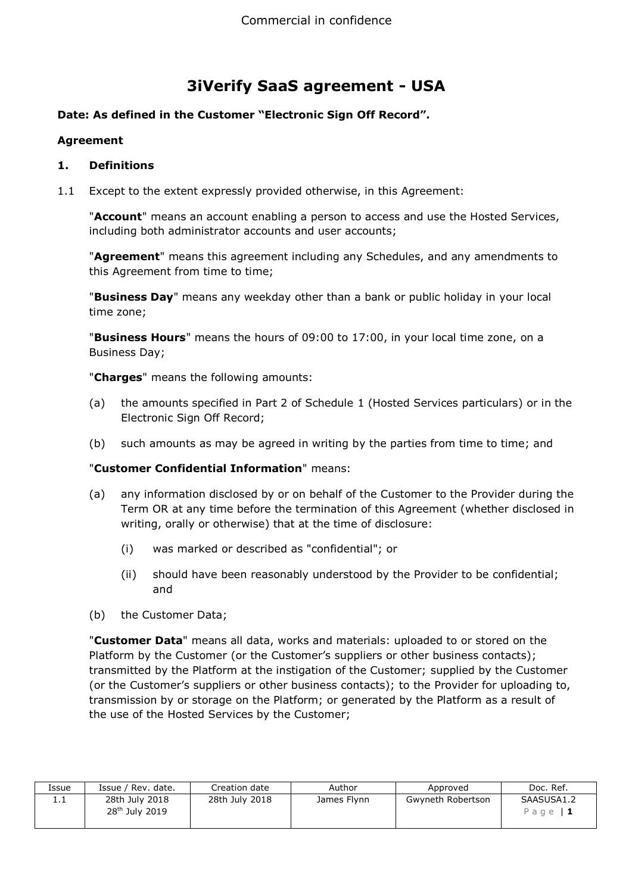# 3iVerify SaaS agreement - USA

**Date: As defined in the Customer "Electronic Sign Off Record".**

**Agreement**

## 1. Definitions

1.1 Except to the extent expressly provided otherwise, in this Agreement:

"**Account**" means an account enabling a person to access and use the Hosted Services, including both administrator accounts and user accounts;

"**Agreement**" means this agreement including any Schedules, and any amendments to this Agreement from time to time;

"**Business Day**" means any weekday other than a bank or public holiday in your local time zone;

"**Business Hours**" means the hours of 09:00 to 17:00, in your local time zone, on a Business Day;

"**Charges**" means the following amounts:

(a) the amounts specified in Part 2 of Schedule 1 (Hosted Services particulars) or in the Electronic Sign Off Record;

(b) such amounts as may be agreed in writing by the parties from time to time; and

"**Customer Confidential Information**" means:

(a) any information disclosed by or on behalf of the Customer to the Provider during the Term OR at any time before the termination of this Agreement (whether disclosed in writing, orally or otherwise) that at the time of disclosure:

 (i) was marked or described as "confidential"; or

 (ii) should have been reasonably understood by the Provider to be confidential; and

(b) the Customer Data;

"**Customer Data**" means all data, works and materials: uploaded to or stored on the Platform by the Customer (or the Customer's suppliers or other business contacts); transmitted by the Platform at the instigation of the Customer; supplied by the Customer (or the Customer's suppliers or other business contacts); to the Provider for uploading to, transmission by or storage on the Platform; or generated by the Platform as a result of the use of the Hosted Services by the Customer;

| Issue | Issue / Rev. date. | Creation date | Author | Approved | Doc. Ref. |
|---|---|---|---|---|---|
| 1.1 | 28th July 2018<br>28th July 2019 | 28th July 2018 | James Flynn | Gwyneth Robertson | SAASUSA1.2 |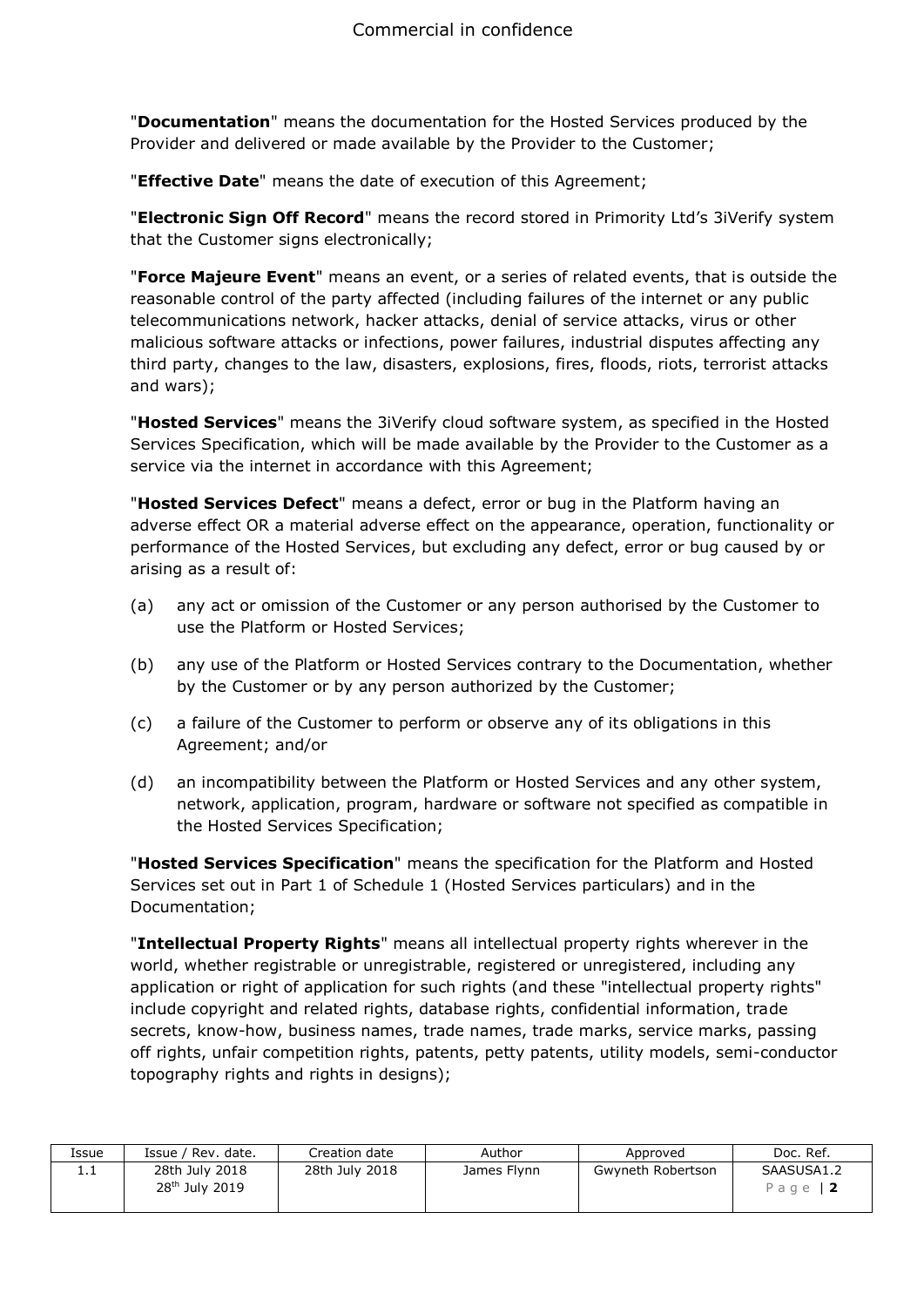"**Documentation**" means the documentation for the Hosted Services produced by the Provider and delivered or made available by the Provider to the Customer;

"**Effective Date**" means the date of execution of this Agreement;

"**Electronic Sign Off Record**" means the record stored in Primority Ltd's 3iVerify system that the Customer signs electronically;

"**Force Majeure Event**" means an event, or a series of related events, that is outside the reasonable control of the party affected (including failures of the internet or any public telecommunications network, hacker attacks, denial of service attacks, virus or other malicious software attacks or infections, power failures, industrial disputes affecting any third party, changes to the law, disasters, explosions, fires, floods, riots, terrorist attacks and wars);

"**Hosted Services**" means the 3iVerify cloud software system, as specified in the Hosted Services Specification, which will be made available by the Provider to the Customer as a service via the internet in accordance with this Agreement;

"**Hosted Services Defect**" means a defect, error or bug in the Platform having an adverse effect OR a material adverse effect on the appearance, operation, functionality or performance of the Hosted Services, but excluding any defect, error or bug caused by or arising as a result of:

(a) any act or omission of the Customer or any person authorised by the Customer to use the Platform or Hosted Services;

(b) any use of the Platform or Hosted Services contrary to the Documentation, whether by the Customer or by any person authorized by the Customer;

(c) a failure of the Customer to perform or observe any of its obligations in this Agreement; and/or

(d) an incompatibility between the Platform or Hosted Services and any other system, network, application, program, hardware or software not specified as compatible in the Hosted Services Specification;

"**Hosted Services Specification**" means the specification for the Platform and Hosted Services set out in Part 1 of Schedule 1 (Hosted Services particulars) and in the Documentation;

"**Intellectual Property Rights**" means all intellectual property rights wherever in the world, whether registrable or unregistrable, registered or unregistered, including any application or right of application for such rights (and these "intellectual property rights" include copyright and related rights, database rights, confidential information, trade secrets, know-how, business names, trade names, trade marks, service marks, passing off rights, unfair competition rights, patents, petty patents, utility models, semi-conductor topography rights and rights in designs);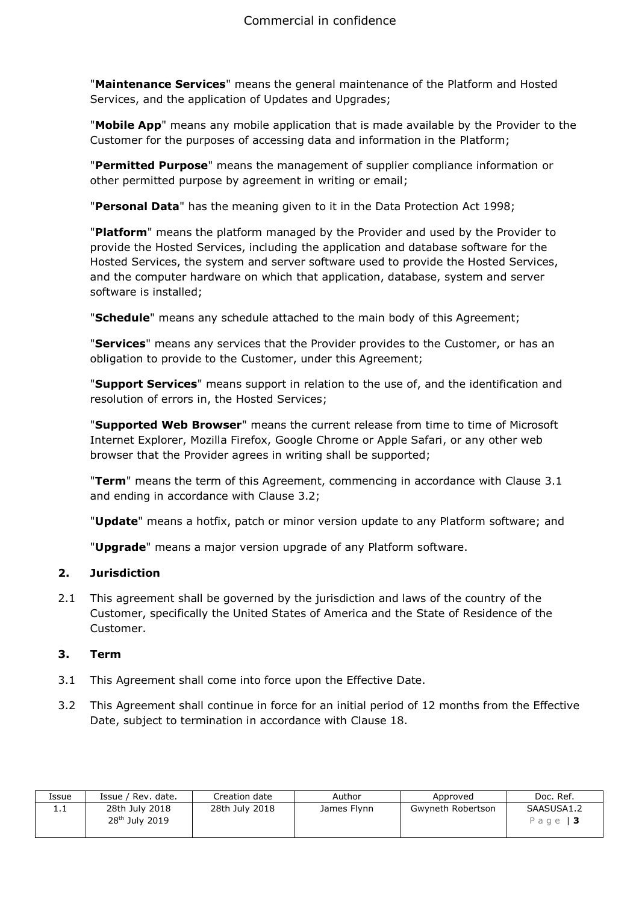"**Maintenance Services**" means the general maintenance of the Platform and Hosted Services, and the application of Updates and Upgrades;

"**Mobile App**" means any mobile application that is made available by the Provider to the Customer for the purposes of accessing data and information in the Platform;

"**Permitted Purpose**" means the management of supplier compliance information or other permitted purpose by agreement in writing or email;

"**Personal Data**" has the meaning given to it in the Data Protection Act 1998;

"**Platform**" means the platform managed by the Provider and used by the Provider to provide the Hosted Services, including the application and database software for the Hosted Services, the system and server software used to provide the Hosted Services, and the computer hardware on which that application, database, system and server software is installed;

"**Schedule**" means any schedule attached to the main body of this Agreement;

"**Services**" means any services that the Provider provides to the Customer, or has an obligation to provide to the Customer, under this Agreement;

"**Support Services**" means support in relation to the use of, and the identification and resolution of errors in, the Hosted Services;

"**Supported Web Browser**" means the current release from time to time of Microsoft Internet Explorer, Mozilla Firefox, Google Chrome or Apple Safari, or any other web browser that the Provider agrees in writing shall be supported;

"**Term**" means the term of this Agreement, commencing in accordance with Clause 3.1 and ending in accordance with Clause 3.2;

"**Update**" means a hotfix, patch or minor version update to any Platform software; and

"**Upgrade**" means a major version upgrade of any Platform software.

## 2. Jurisdiction

2.1 This agreement shall be governed by the jurisdiction and laws of the country of the Customer, specifically the United States of America and the State of Residence of the Customer.

## 3. Term

3.1 This Agreement shall come into force upon the Effective Date.

3.2 This Agreement shall continue in force for an initial period of 12 months from the Effective Date, subject to termination in accordance with Clause 18.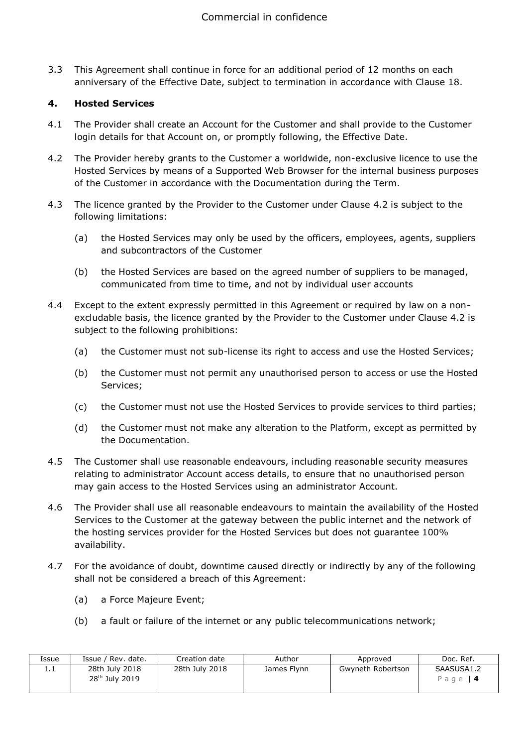3.3 This Agreement shall continue in force for an additional period of 12 months on each anniversary of the Effective Date, subject to termination in accordance with Clause 18.

## 4. Hosted Services

4.1 The Provider shall create an Account for the Customer and shall provide to the Customer login details for that Account on, or promptly following, the Effective Date.

4.2 The Provider hereby grants to the Customer a worldwide, non-exclusive licence to use the Hosted Services by means of a Supported Web Browser for the internal business purposes of the Customer in accordance with the Documentation during the Term.

4.3 The licence granted by the Provider to the Customer under Clause 4.2 is subject to the following limitations:

(a) the Hosted Services may only be used by the officers, employees, agents, suppliers and subcontractors of the Customer

(b) the Hosted Services are based on the agreed number of suppliers to be managed, communicated from time to time, and not by individual user accounts

4.4 Except to the extent expressly permitted in this Agreement or required by law on a non-excludable basis, the licence granted by the Provider to the Customer under Clause 4.2 is subject to the following prohibitions:

(a) the Customer must not sub-license its right to access and use the Hosted Services;

(b) the Customer must not permit any unauthorised person to access or use the Hosted Services;

(c) the Customer must not use the Hosted Services to provide services to third parties;

(d) the Customer must not make any alteration to the Platform, except as permitted by the Documentation.

4.5 The Customer shall use reasonable endeavours, including reasonable security measures relating to administrator Account access details, to ensure that no unauthorised person may gain access to the Hosted Services using an administrator Account.

4.6 The Provider shall use all reasonable endeavours to maintain the availability of the Hosted Services to the Customer at the gateway between the public internet and the network of the hosting services provider for the Hosted Services but does not guarantee 100% availability.

4.7 For the avoidance of doubt, downtime caused directly or indirectly by any of the following shall not be considered a breach of this Agreement:

(a) a Force Majeure Event;

(b) a fault or failure of the internet or any public telecommunications network;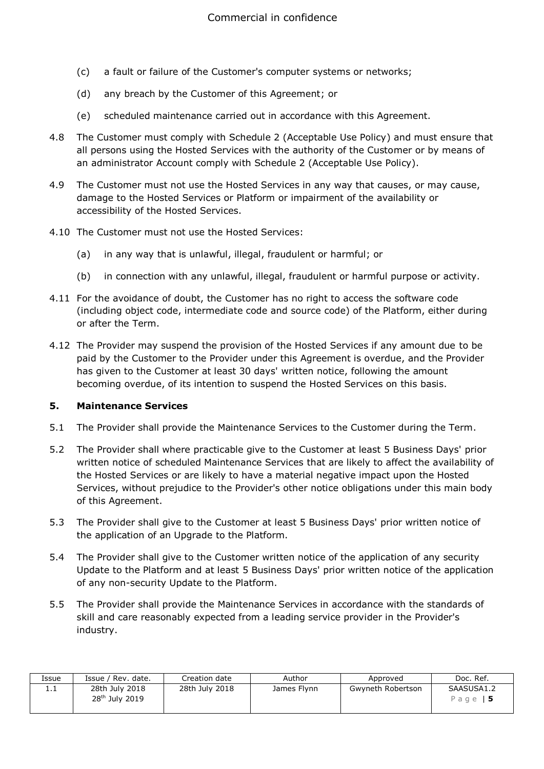(c) a fault or failure of the Customer's computer systems or networks;

(d) any breach by the Customer of this Agreement; or

(e) scheduled maintenance carried out in accordance with this Agreement.

4.8 The Customer must comply with Schedule 2 (Acceptable Use Policy) and must ensure that all persons using the Hosted Services with the authority of the Customer or by means of an administrator Account comply with Schedule 2 (Acceptable Use Policy).

4.9 The Customer must not use the Hosted Services in any way that causes, or may cause, damage to the Hosted Services or Platform or impairment of the availability or accessibility of the Hosted Services.

4.10 The Customer must not use the Hosted Services:

(a) in any way that is unlawful, illegal, fraudulent or harmful; or

(b) in connection with any unlawful, illegal, fraudulent or harmful purpose or activity.

4.11 For the avoidance of doubt, the Customer has no right to access the software code (including object code, intermediate code and source code) of the Platform, either during or after the Term.

4.12 The Provider may suspend the provision of the Hosted Services if any amount due to be paid by the Customer to the Provider under this Agreement is overdue, and the Provider has given to the Customer at least 30 days' written notice, following the amount becoming overdue, of its intention to suspend the Hosted Services on this basis.

## 5. Maintenance Services

5.1 The Provider shall provide the Maintenance Services to the Customer during the Term.

5.2 The Provider shall where practicable give to the Customer at least 5 Business Days' prior written notice of scheduled Maintenance Services that are likely to affect the availability of the Hosted Services or are likely to have a material negative impact upon the Hosted Services, without prejudice to the Provider's other notice obligations under this main body of this Agreement.

5.3 The Provider shall give to the Customer at least 5 Business Days' prior written notice of the application of an Upgrade to the Platform.

5.4 The Provider shall give to the Customer written notice of the application of any security Update to the Platform and at least 5 Business Days' prior written notice of the application of any non-security Update to the Platform.

5.5 The Provider shall provide the Maintenance Services in accordance with the standards of skill and care reasonably expected from a leading service provider in the Provider's industry.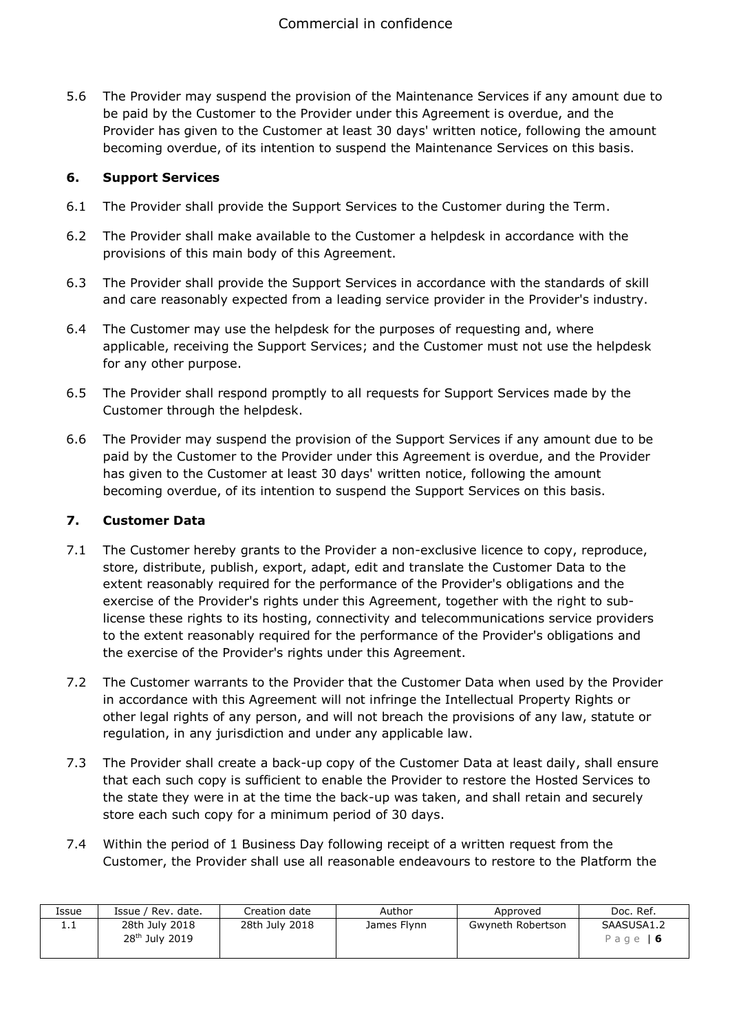5.6 The Provider may suspend the provision of the Maintenance Services if any amount due to be paid by the Customer to the Provider under this Agreement is overdue, and the Provider has given to the Customer at least 30 days' written notice, following the amount becoming overdue, of its intention to suspend the Maintenance Services on this basis.

## 6. Support Services

6.1 The Provider shall provide the Support Services to the Customer during the Term.

6.2 The Provider shall make available to the Customer a helpdesk in accordance with the provisions of this main body of this Agreement.

6.3 The Provider shall provide the Support Services in accordance with the standards of skill and care reasonably expected from a leading service provider in the Provider's industry.

6.4 The Customer may use the helpdesk for the purposes of requesting and, where applicable, receiving the Support Services; and the Customer must not use the helpdesk for any other purpose.

6.5 The Provider shall respond promptly to all requests for Support Services made by the Customer through the helpdesk.

6.6 The Provider may suspend the provision of the Support Services if any amount due to be paid by the Customer to the Provider under this Agreement is overdue, and the Provider has given to the Customer at least 30 days' written notice, following the amount becoming overdue, of its intention to suspend the Support Services on this basis.

## 7. Customer Data

7.1 The Customer hereby grants to the Provider a non-exclusive licence to copy, reproduce, store, distribute, publish, export, adapt, edit and translate the Customer Data to the extent reasonably required for the performance of the Provider's obligations and the exercise of the Provider's rights under this Agreement, together with the right to sub-license these rights to its hosting, connectivity and telecommunications service providers to the extent reasonably required for the performance of the Provider's obligations and the exercise of the Provider's rights under this Agreement.

7.2 The Customer warrants to the Provider that the Customer Data when used by the Provider in accordance with this Agreement will not infringe the Intellectual Property Rights or other legal rights of any person, and will not breach the provisions of any law, statute or regulation, in any jurisdiction and under any applicable law.

7.3 The Provider shall create a back-up copy of the Customer Data at least daily, shall ensure that each such copy is sufficient to enable the Provider to restore the Hosted Services to the state they were in at the time the back-up was taken, and shall retain and securely store each such copy for a minimum period of 30 days.

7.4 Within the period of 1 Business Day following receipt of a written request from the Customer, the Provider shall use all reasonable endeavours to restore to the Platform the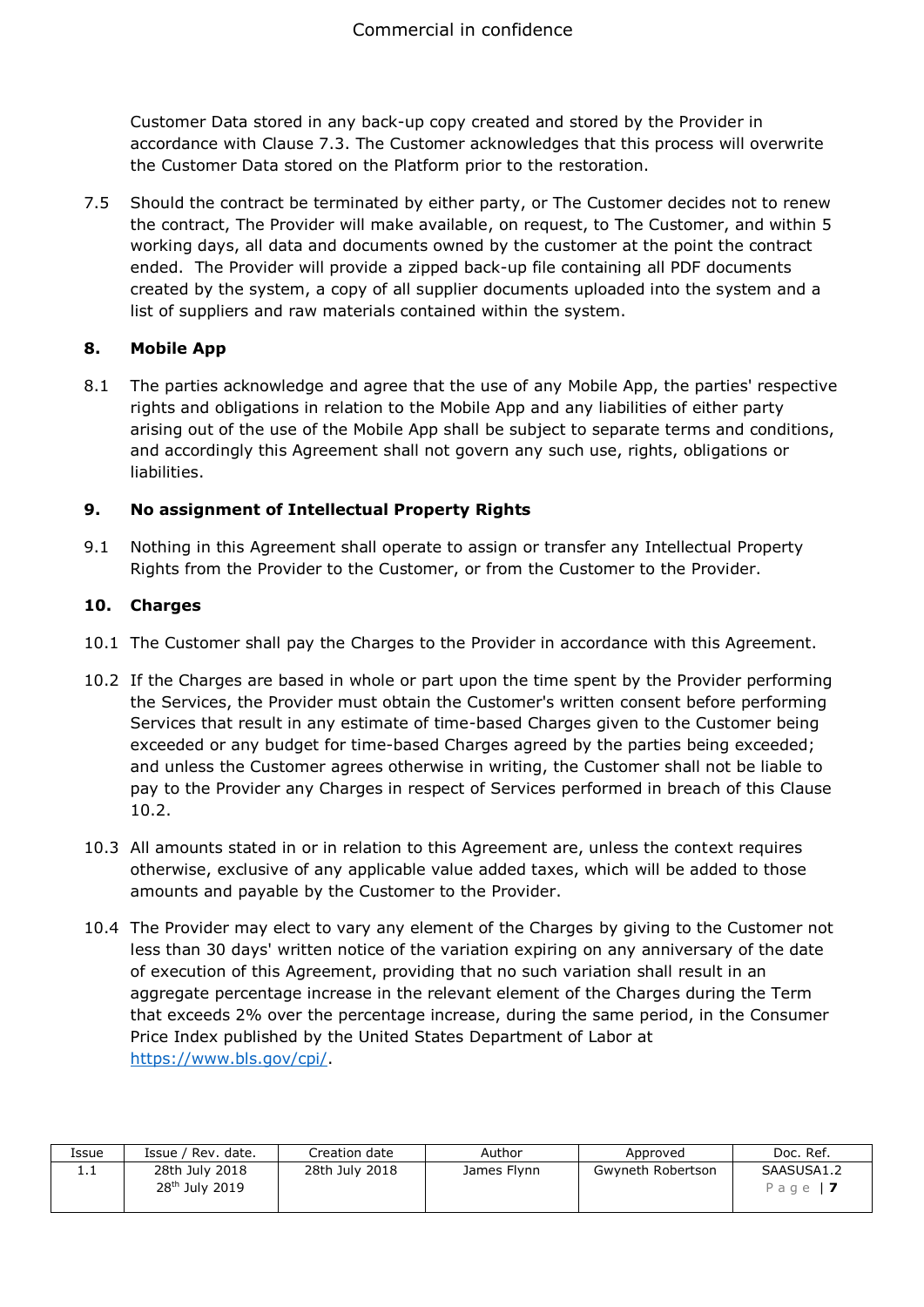Customer Data stored in any back-up copy created and stored by the Provider in accordance with Clause 7.3. The Customer acknowledges that this process will overwrite the Customer Data stored on the Platform prior to the restoration.

7.5 Should the contract be terminated by either party, or The Customer decides not to renew the contract, The Provider will make available, on request, to The Customer, and within 5 working days, all data and documents owned by the customer at the point the contract ended. The Provider will provide a zipped back-up file containing all PDF documents created by the system, a copy of all supplier documents uploaded into the system and a list of suppliers and raw materials contained within the system.

## 8. Mobile App

8.1 The parties acknowledge and agree that the use of any Mobile App, the parties' respective rights and obligations in relation to the Mobile App and any liabilities of either party arising out of the use of the Mobile App shall be subject to separate terms and conditions, and accordingly this Agreement shall not govern any such use, rights, obligations or liabilities.

## 9. No assignment of Intellectual Property Rights

9.1 Nothing in this Agreement shall operate to assign or transfer any Intellectual Property Rights from the Provider to the Customer, or from the Customer to the Provider.

## 10. Charges

10.1 The Customer shall pay the Charges to the Provider in accordance with this Agreement.

10.2 If the Charges are based in whole or part upon the time spent by the Provider performing the Services, the Provider must obtain the Customer's written consent before performing Services that result in any estimate of time-based Charges given to the Customer being exceeded or any budget for time-based Charges agreed by the parties being exceeded; and unless the Customer agrees otherwise in writing, the Customer shall not be liable to pay to the Provider any Charges in respect of Services performed in breach of this Clause 10.2.

10.3 All amounts stated in or in relation to this Agreement are, unless the context requires otherwise, exclusive of any applicable value added taxes, which will be added to those amounts and payable by the Customer to the Provider.

10.4 The Provider may elect to vary any element of the Charges by giving to the Customer not less than 30 days' written notice of the variation expiring on any anniversary of the date of execution of this Agreement, providing that no such variation shall result in an aggregate percentage increase in the relevant element of the Charges during the Term that exceeds 2% over the percentage increase, during the same period, in the Consumer Price Index published by the United States Department of Labor at https://www.bls.gov/cpi/.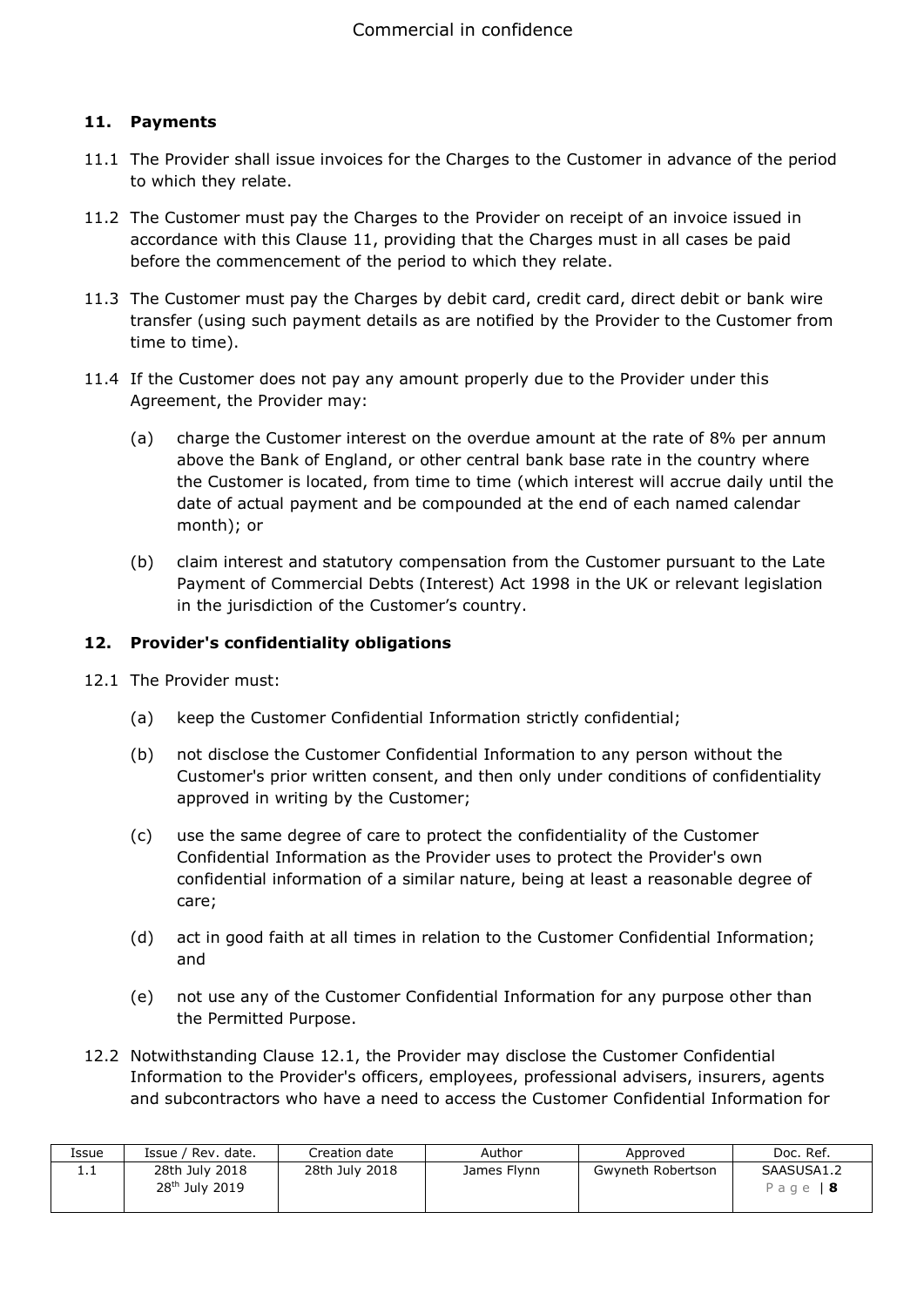## 11. Payments

11.1 The Provider shall issue invoices for the Charges to the Customer in advance of the period to which they relate.

11.2 The Customer must pay the Charges to the Provider on receipt of an invoice issued in accordance with this Clause 11, providing that the Charges must in all cases be paid before the commencement of the period to which they relate.

11.3 The Customer must pay the Charges by debit card, credit card, direct debit or bank wire transfer (using such payment details as are notified by the Provider to the Customer from time to time).

11.4 If the Customer does not pay any amount properly due to the Provider under this Agreement, the Provider may:

(a) charge the Customer interest on the overdue amount at the rate of 8% per annum above the Bank of England, or other central bank base rate in the country where the Customer is located, from time to time (which interest will accrue daily until the date of actual payment and be compounded at the end of each named calendar month); or

(b) claim interest and statutory compensation from the Customer pursuant to the Late Payment of Commercial Debts (Interest) Act 1998 in the UK or relevant legislation in the jurisdiction of the Customer's country.

## 12. Provider's confidentiality obligations

12.1 The Provider must:

(a) keep the Customer Confidential Information strictly confidential;

(b) not disclose the Customer Confidential Information to any person without the Customer's prior written consent, and then only under conditions of confidentiality approved in writing by the Customer;

(c) use the same degree of care to protect the confidentiality of the Customer Confidential Information as the Provider uses to protect the Provider's own confidential information of a similar nature, being at least a reasonable degree of care;

(d) act in good faith at all times in relation to the Customer Confidential Information; and

(e) not use any of the Customer Confidential Information for any purpose other than the Permitted Purpose.

12.2 Notwithstanding Clause 12.1, the Provider may disclose the Customer Confidential Information to the Provider's officers, employees, professional advisers, insurers, agents and subcontractors who have a need to access the Customer Confidential Information for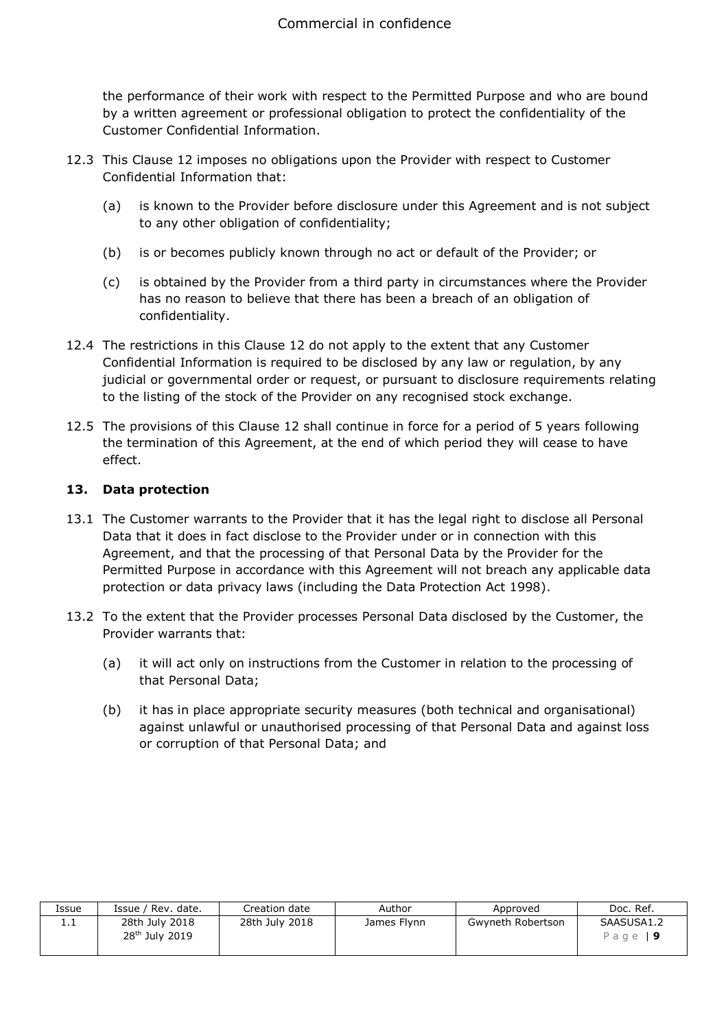the performance of their work with respect to the Permitted Purpose and who are bound by a written agreement or professional obligation to protect the confidentiality of the Customer Confidential Information.

12.3 This Clause 12 imposes no obligations upon the Provider with respect to Customer Confidential Information that:

(a) is known to the Provider before disclosure under this Agreement and is not subject to any other obligation of confidentiality;

(b) is or becomes publicly known through no act or default of the Provider; or

(c) is obtained by the Provider from a third party in circumstances where the Provider has no reason to believe that there has been a breach of an obligation of confidentiality.

12.4 The restrictions in this Clause 12 do not apply to the extent that any Customer Confidential Information is required to be disclosed by any law or regulation, by any judicial or governmental order or request, or pursuant to disclosure requirements relating to the listing of the stock of the Provider on any recognised stock exchange.

12.5 The provisions of this Clause 12 shall continue in force for a period of 5 years following the termination of this Agreement, at the end of which period they will cease to have effect.

## 13. Data protection

13.1 The Customer warrants to the Provider that it has the legal right to disclose all Personal Data that it does in fact disclose to the Provider under or in connection with this Agreement, and that the processing of that Personal Data by the Provider for the Permitted Purpose in accordance with this Agreement will not breach any applicable data protection or data privacy laws (including the Data Protection Act 1998).

13.2 To the extent that the Provider processes Personal Data disclosed by the Customer, the Provider warrants that:

(a) it will act only on instructions from the Customer in relation to the processing of that Personal Data;

(b) it has in place appropriate security measures (both technical and organisational) against unlawful or unauthorised processing of that Personal Data and against loss or corruption of that Personal Data; and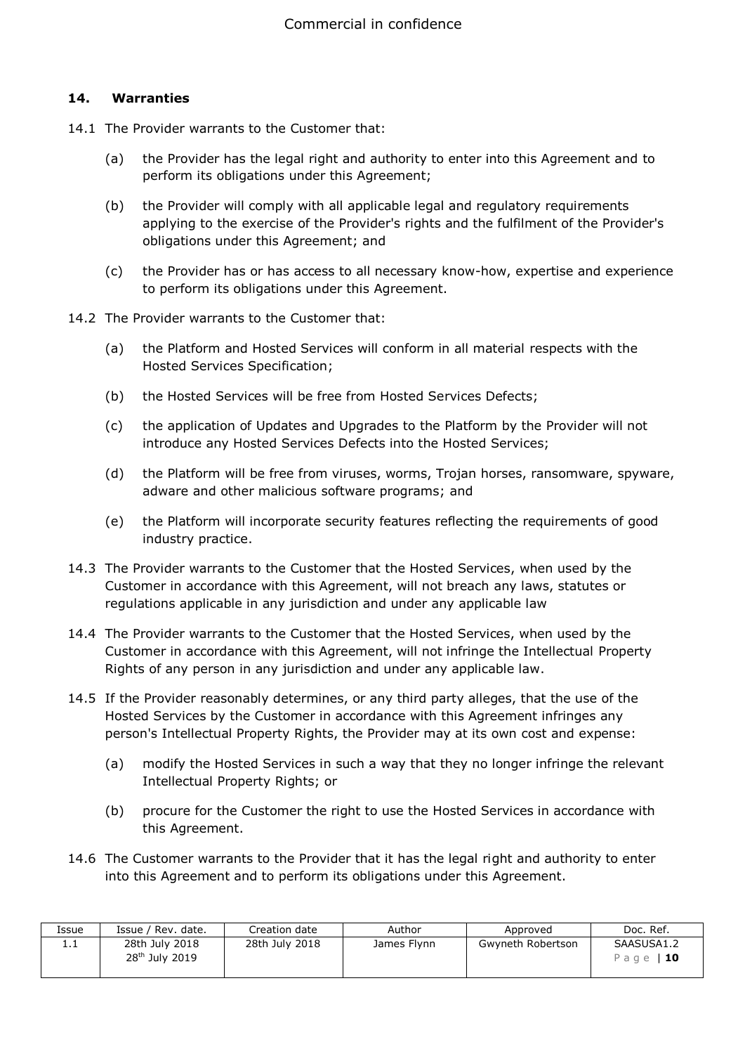## 14. Warranties

14.1 The Provider warrants to the Customer that:

(a) the Provider has the legal right and authority to enter into this Agreement and to perform its obligations under this Agreement;

(b) the Provider will comply with all applicable legal and regulatory requirements applying to the exercise of the Provider's rights and the fulfilment of the Provider's obligations under this Agreement; and

(c) the Provider has or has access to all necessary know-how, expertise and experience to perform its obligations under this Agreement.

14.2 The Provider warrants to the Customer that:

(a) the Platform and Hosted Services will conform in all material respects with the Hosted Services Specification;

(b) the Hosted Services will be free from Hosted Services Defects;

(c) the application of Updates and Upgrades to the Platform by the Provider will not introduce any Hosted Services Defects into the Hosted Services;

(d) the Platform will be free from viruses, worms, Trojan horses, ransomware, spyware, adware and other malicious software programs; and

(e) the Platform will incorporate security features reflecting the requirements of good industry practice.

14.3 The Provider warrants to the Customer that the Hosted Services, when used by the Customer in accordance with this Agreement, will not breach any laws, statutes or regulations applicable in any jurisdiction and under any applicable law

14.4 The Provider warrants to the Customer that the Hosted Services, when used by the Customer in accordance with this Agreement, will not infringe the Intellectual Property Rights of any person in any jurisdiction and under any applicable law.

14.5 If the Provider reasonably determines, or any third party alleges, that the use of the Hosted Services by the Customer in accordance with this Agreement infringes any person's Intellectual Property Rights, the Provider may at its own cost and expense:

(a) modify the Hosted Services in such a way that they no longer infringe the relevant Intellectual Property Rights; or

(b) procure for the Customer the right to use the Hosted Services in accordance with this Agreement.

14.6 The Customer warrants to the Provider that it has the legal right and authority to enter into this Agreement and to perform its obligations under this Agreement.

| Issue | Issue / Rev. date. | Creation date | Author | Approved | Doc. Ref. |
|---|---|---|---|---|---|
| 1.1 | 28th July 2018<br>28th July 2019 | 28th July 2018 | James Flynn | Gwyneth Robertson | SAASUSA1.2 |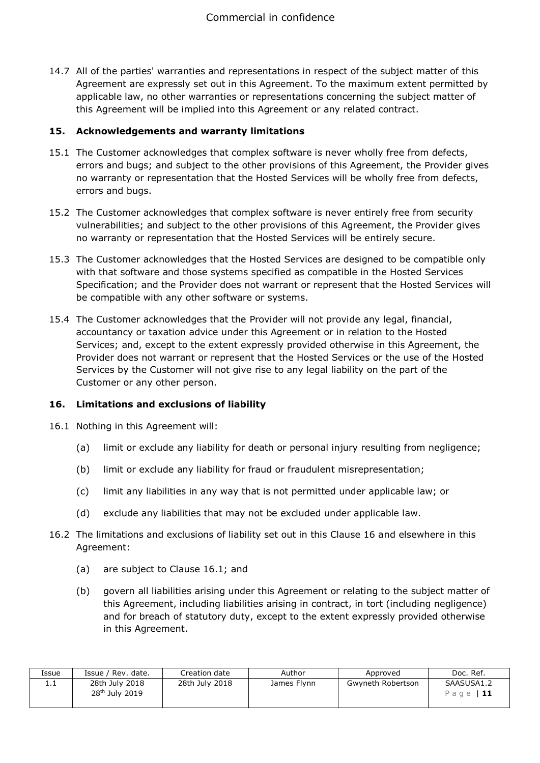14.7 All of the parties' warranties and representations in respect of the subject matter of this Agreement are expressly set out in this Agreement. To the maximum extent permitted by applicable law, no other warranties or representations concerning the subject matter of this Agreement will be implied into this Agreement or any related contract.

## 15. Acknowledgements and warranty limitations

15.1 The Customer acknowledges that complex software is never wholly free from defects, errors and bugs; and subject to the other provisions of this Agreement, the Provider gives no warranty or representation that the Hosted Services will be wholly free from defects, errors and bugs.

15.2 The Customer acknowledges that complex software is never entirely free from security vulnerabilities; and subject to the other provisions of this Agreement, the Provider gives no warranty or representation that the Hosted Services will be entirely secure.

15.3 The Customer acknowledges that the Hosted Services are designed to be compatible only with that software and those systems specified as compatible in the Hosted Services Specification; and the Provider does not warrant or represent that the Hosted Services will be compatible with any other software or systems.

15.4 The Customer acknowledges that the Provider will not provide any legal, financial, accountancy or taxation advice under this Agreement or in relation to the Hosted Services; and, except to the extent expressly provided otherwise in this Agreement, the Provider does not warrant or represent that the Hosted Services or the use of the Hosted Services by the Customer will not give rise to any legal liability on the part of the Customer or any other person.

## 16. Limitations and exclusions of liability

16.1 Nothing in this Agreement will:

- (a) limit or exclude any liability for death or personal injury resulting from negligence;
- (b) limit or exclude any liability for fraud or fraudulent misrepresentation;
- (c) limit any liabilities in any way that is not permitted under applicable law; or
- (d) exclude any liabilities that may not be excluded under applicable law.

16.2 The limitations and exclusions of liability set out in this Clause 16 and elsewhere in this Agreement:

- (a) are subject to Clause 16.1; and
- (b) govern all liabilities arising under this Agreement or relating to the subject matter of this Agreement, including liabilities arising in contract, in tort (including negligence) and for breach of statutory duty, except to the extent expressly provided otherwise in this Agreement.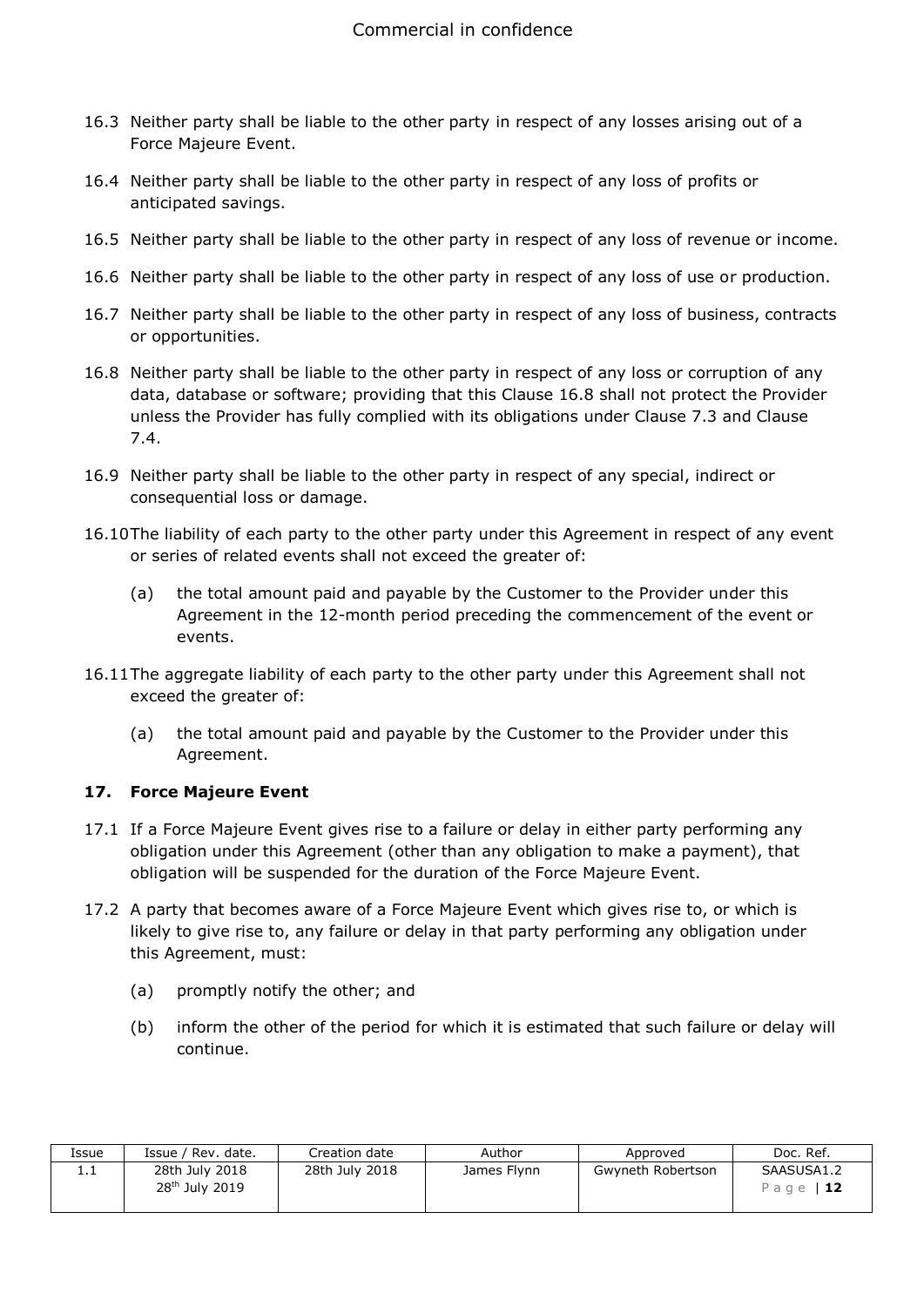16.3 Neither party shall be liable to the other party in respect of any losses arising out of a Force Majeure Event.

16.4 Neither party shall be liable to the other party in respect of any loss of profits or anticipated savings.

16.5 Neither party shall be liable to the other party in respect of any loss of revenue or income.

16.6 Neither party shall be liable to the other party in respect of any loss of use or production.

16.7 Neither party shall be liable to the other party in respect of any loss of business, contracts or opportunities.

16.8 Neither party shall be liable to the other party in respect of any loss or corruption of any data, database or software; providing that this Clause 16.8 shall not protect the Provider unless the Provider has fully complied with its obligations under Clause 7.3 and Clause 7.4.

16.9 Neither party shall be liable to the other party in respect of any special, indirect or consequential loss or damage.

16.10 The liability of each party to the other party under this Agreement in respect of any event or series of related events shall not exceed the greater of:

(a) the total amount paid and payable by the Customer to the Provider under this Agreement in the 12-month period preceding the commencement of the event or events.

16.11 The aggregate liability of each party to the other party under this Agreement shall not exceed the greater of:

(a) the total amount paid and payable by the Customer to the Provider under this Agreement.

## 17. Force Majeure Event

17.1 If a Force Majeure Event gives rise to a failure or delay in either party performing any obligation under this Agreement (other than any obligation to make a payment), that obligation will be suspended for the duration of the Force Majeure Event.

17.2 A party that becomes aware of a Force Majeure Event which gives rise to, or which is likely to give rise to, any failure or delay in that party performing any obligation under this Agreement, must:

(a) promptly notify the other; and

(b) inform the other of the period for which it is estimated that such failure or delay will continue.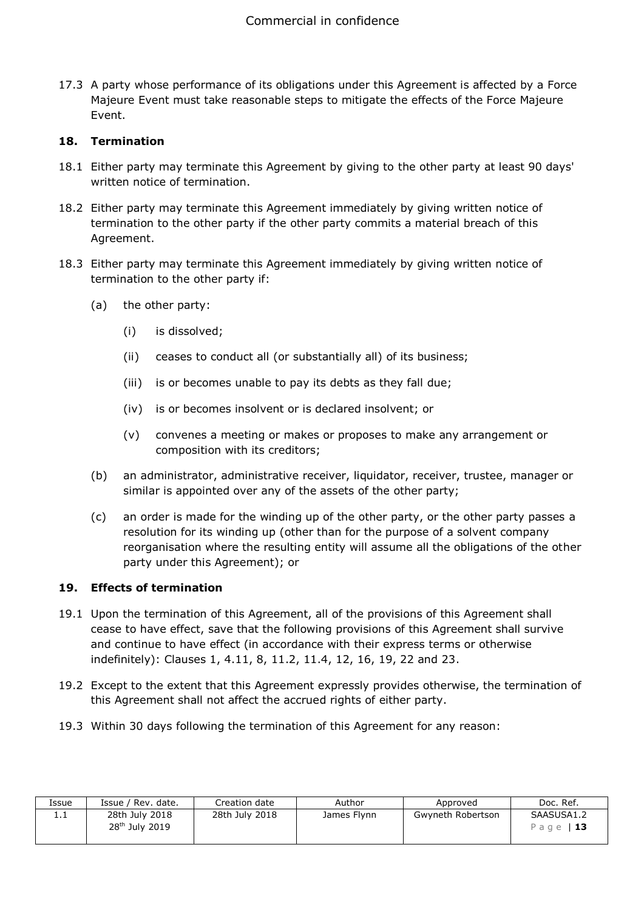17.3 A party whose performance of its obligations under this Agreement is affected by a Force Majeure Event must take reasonable steps to mitigate the effects of the Force Majeure Event.

## 18. Termination

18.1 Either party may terminate this Agreement by giving to the other party at least 90 days' written notice of termination.

18.2 Either party may terminate this Agreement immediately by giving written notice of termination to the other party if the other party commits a material breach of this Agreement.

18.3 Either party may terminate this Agreement immediately by giving written notice of termination to the other party if:

(a) the other party:

(i) is dissolved;

(ii) ceases to conduct all (or substantially all) of its business;

(iii) is or becomes unable to pay its debts as they fall due;

(iv) is or becomes insolvent or is declared insolvent; or

(v) convenes a meeting or makes or proposes to make any arrangement or composition with its creditors;

(b) an administrator, administrative receiver, liquidator, receiver, trustee, manager or similar is appointed over any of the assets of the other party;

(c) an order is made for the winding up of the other party, or the other party passes a resolution for its winding up (other than for the purpose of a solvent company reorganisation where the resulting entity will assume all the obligations of the other party under this Agreement); or

## 19. Effects of termination

19.1 Upon the termination of this Agreement, all of the provisions of this Agreement shall cease to have effect, save that the following provisions of this Agreement shall survive and continue to have effect (in accordance with their express terms or otherwise indefinitely): Clauses 1, 4.11, 8, 11.2, 11.4, 12, 16, 19, 22 and 23.

19.2 Except to the extent that this Agreement expressly provides otherwise, the termination of this Agreement shall not affect the accrued rights of either party.

19.3 Within 30 days following the termination of this Agreement for any reason:

| Issue | Issue / Rev. date. | Creation date | Author | Approved | Doc. Ref. |
|---|---|---|---|---|---|
| 1.1 | 28th July 2018<br>28th July 2019 | 28th July 2018 | James Flynn | Gwyneth Robertson | SAASUSA1.2 |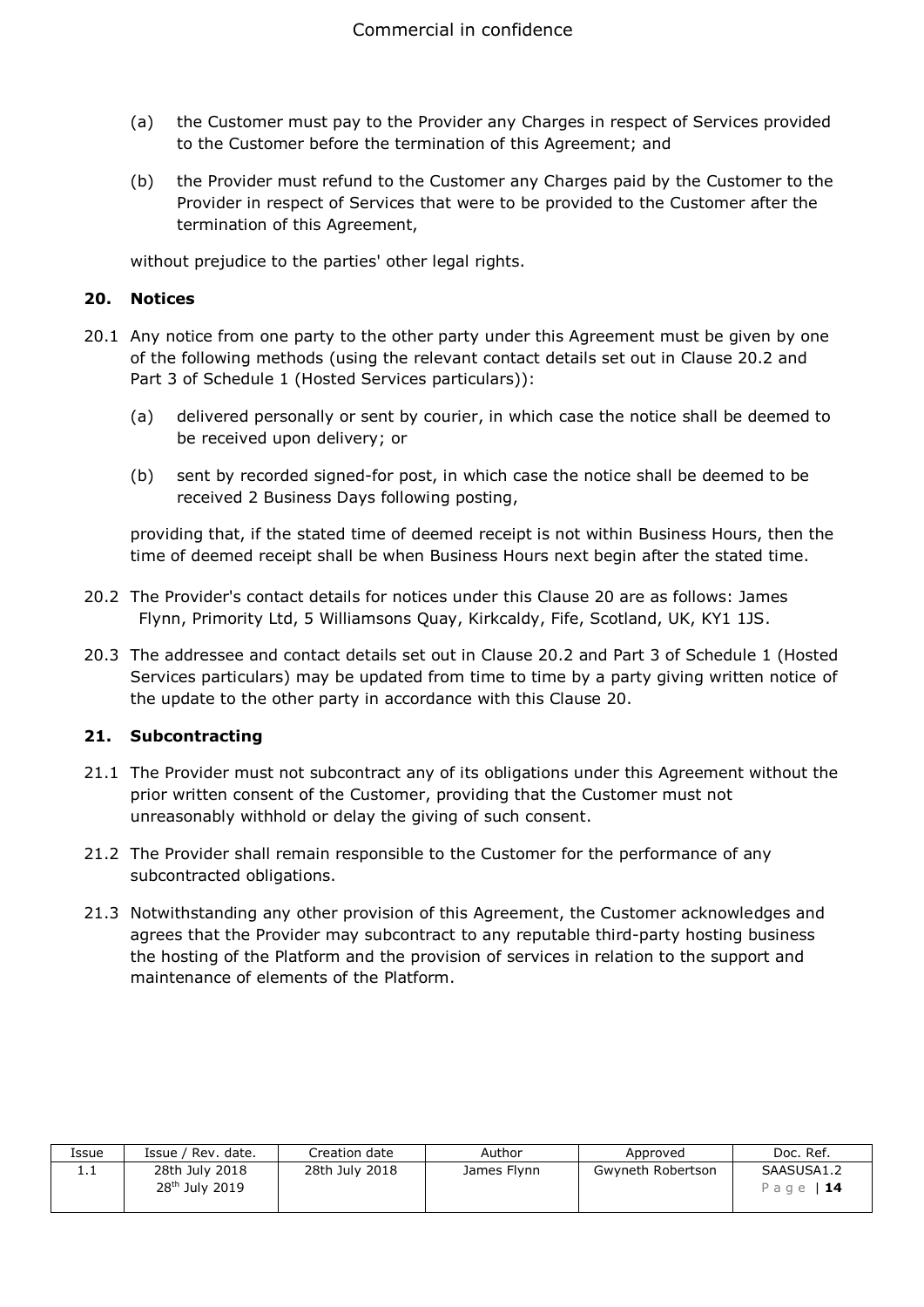(a) the Customer must pay to the Provider any Charges in respect of Services provided to the Customer before the termination of this Agreement; and

(b) the Provider must refund to the Customer any Charges paid by the Customer to the Provider in respect of Services that were to be provided to the Customer after the termination of this Agreement,

without prejudice to the parties' other legal rights.

## 20. Notices

20.1 Any notice from one party to the other party under this Agreement must be given by one of the following methods (using the relevant contact details set out in Clause 20.2 and Part 3 of Schedule 1 (Hosted Services particulars)):

(a) delivered personally or sent by courier, in which case the notice shall be deemed to be received upon delivery; or

(b) sent by recorded signed-for post, in which case the notice shall be deemed to be received 2 Business Days following posting,

providing that, if the stated time of deemed receipt is not within Business Hours, then the time of deemed receipt shall be when Business Hours next begin after the stated time.

20.2 The Provider's contact details for notices under this Clause 20 are as follows: James Flynn, Primority Ltd, 5 Williamsons Quay, Kirkcaldy, Fife, Scotland, UK, KY1 1JS.

20.3 The addressee and contact details set out in Clause 20.2 and Part 3 of Schedule 1 (Hosted Services particulars) may be updated from time to time by a party giving written notice of the update to the other party in accordance with this Clause 20.

## 21. Subcontracting

21.1 The Provider must not subcontract any of its obligations under this Agreement without the prior written consent of the Customer, providing that the Customer must not unreasonably withhold or delay the giving of such consent.

21.2 The Provider shall remain responsible to the Customer for the performance of any subcontracted obligations.

21.3 Notwithstanding any other provision of this Agreement, the Customer acknowledges and agrees that the Provider may subcontract to any reputable third-party hosting business the hosting of the Platform and the provision of services in relation to the support and maintenance of elements of the Platform.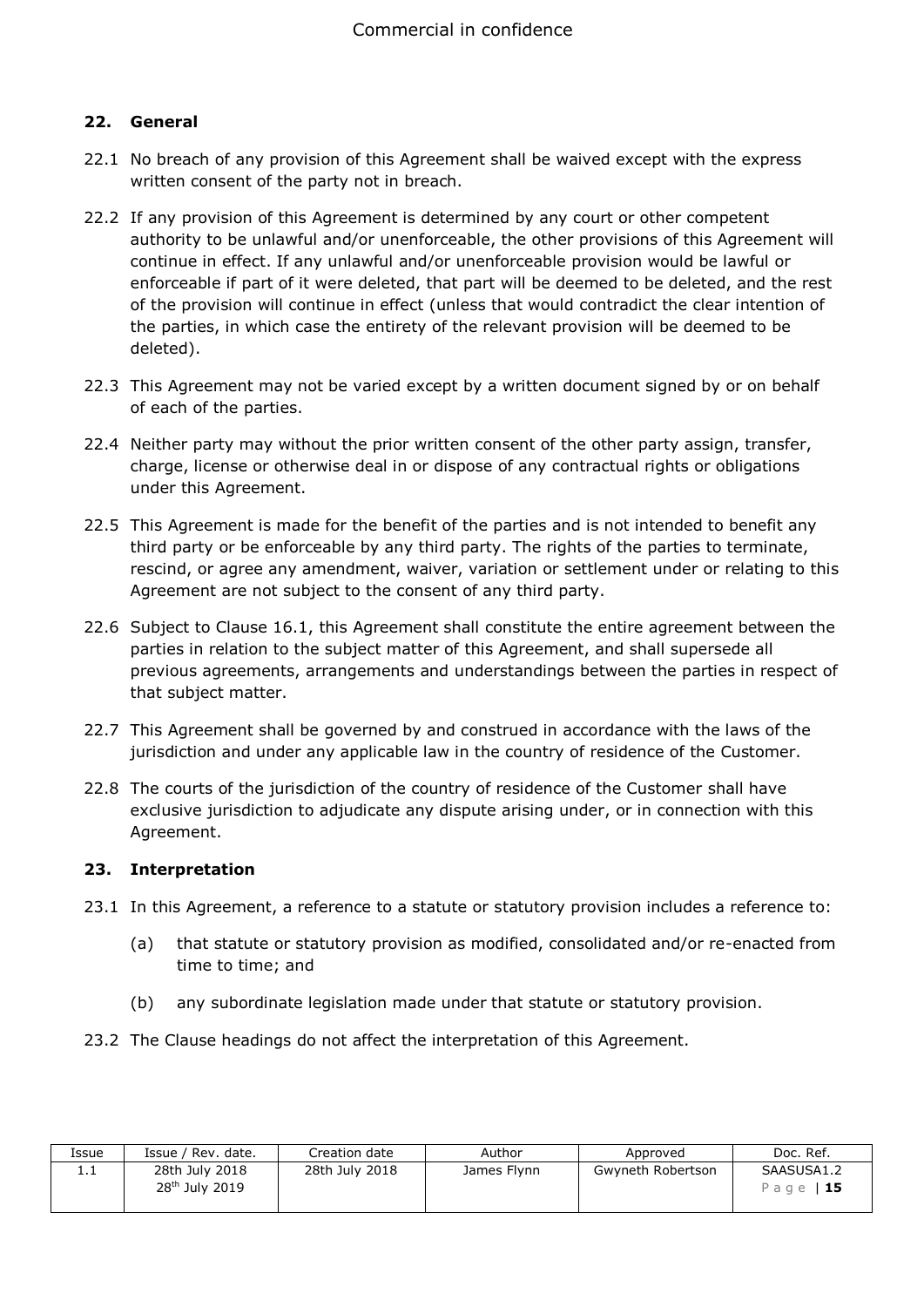## 22. General

22.1 No breach of any provision of this Agreement shall be waived except with the express written consent of the party not in breach.

22.2 If any provision of this Agreement is determined by any court or other competent authority to be unlawful and/or unenforceable, the other provisions of this Agreement will continue in effect. If any unlawful and/or unenforceable provision would be lawful or enforceable if part of it were deleted, that part will be deemed to be deleted, and the rest of the provision will continue in effect (unless that would contradict the clear intention of the parties, in which case the entirety of the relevant provision will be deemed to be deleted).

22.3 This Agreement may not be varied except by a written document signed by or on behalf of each of the parties.

22.4 Neither party may without the prior written consent of the other party assign, transfer, charge, license or otherwise deal in or dispose of any contractual rights or obligations under this Agreement.

22.5 This Agreement is made for the benefit of the parties and is not intended to benefit any third party or be enforceable by any third party. The rights of the parties to terminate, rescind, or agree any amendment, waiver, variation or settlement under or relating to this Agreement are not subject to the consent of any third party.

22.6 Subject to Clause 16.1, this Agreement shall constitute the entire agreement between the parties in relation to the subject matter of this Agreement, and shall supersede all previous agreements, arrangements and understandings between the parties in respect of that subject matter.

22.7 This Agreement shall be governed by and construed in accordance with the laws of the jurisdiction and under any applicable law in the country of residence of the Customer.

22.8 The courts of the jurisdiction of the country of residence of the Customer shall have exclusive jurisdiction to adjudicate any dispute arising under, or in connection with this Agreement.

## 23. Interpretation

23.1 In this Agreement, a reference to a statute or statutory provision includes a reference to:

(a) that statute or statutory provision as modified, consolidated and/or re-enacted from time to time; and

(b) any subordinate legislation made under that statute or statutory provision.

23.2 The Clause headings do not affect the interpretation of this Agreement.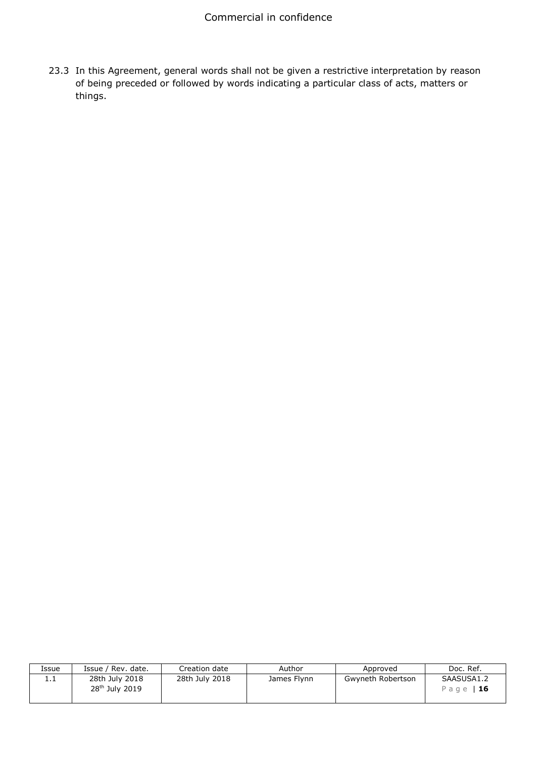23.3 In this Agreement, general words shall not be given a restrictive interpretation by reason of being preceded or followed by words indicating a particular class of acts, matters or things.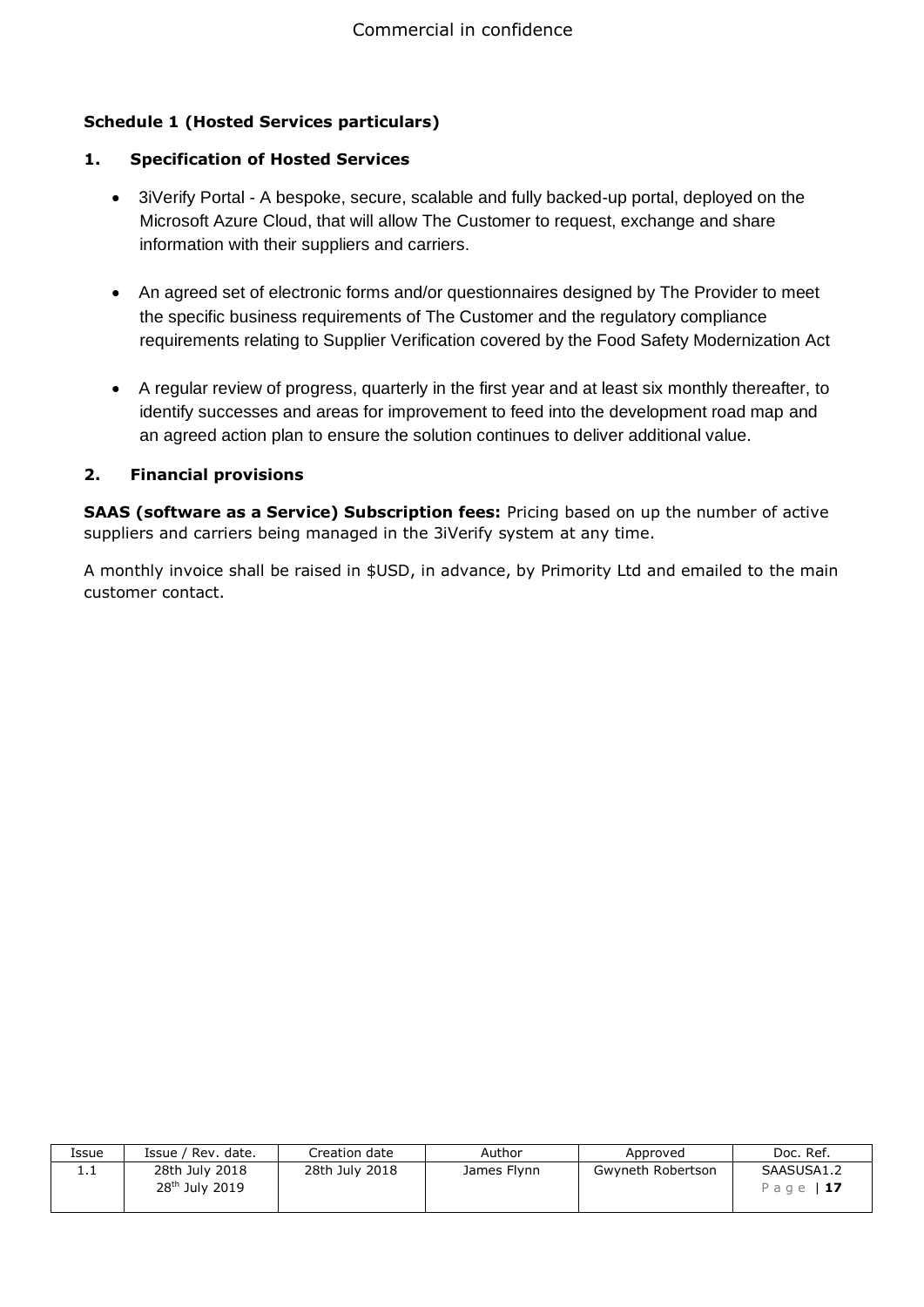**Schedule 1 (Hosted Services particulars)**

**1. Specification of Hosted Services**

- 3iVerify Portal - A bespoke, secure, scalable and fully backed-up portal, deployed on the Microsoft Azure Cloud, that will allow The Customer to request, exchange and share information with their suppliers and carriers.

- An agreed set of electronic forms and/or questionnaires designed by The Provider to meet the specific business requirements of The Customer and the regulatory compliance requirements relating to Supplier Verification covered by the Food Safety Modernization Act

- A regular review of progress, quarterly in the first year and at least six monthly thereafter, to identify successes and areas for improvement to feed into the development road map and an agreed action plan to ensure the solution continues to deliver additional value.

**2. Financial provisions**

**SAAS (software as a Service) Subscription fees:** Pricing based on up the number of active suppliers and carriers being managed in the 3iVerify system at any time.

A monthly invoice shall be raised in $USD, in advance, by Primority Ltd and emailed to the main customer contact.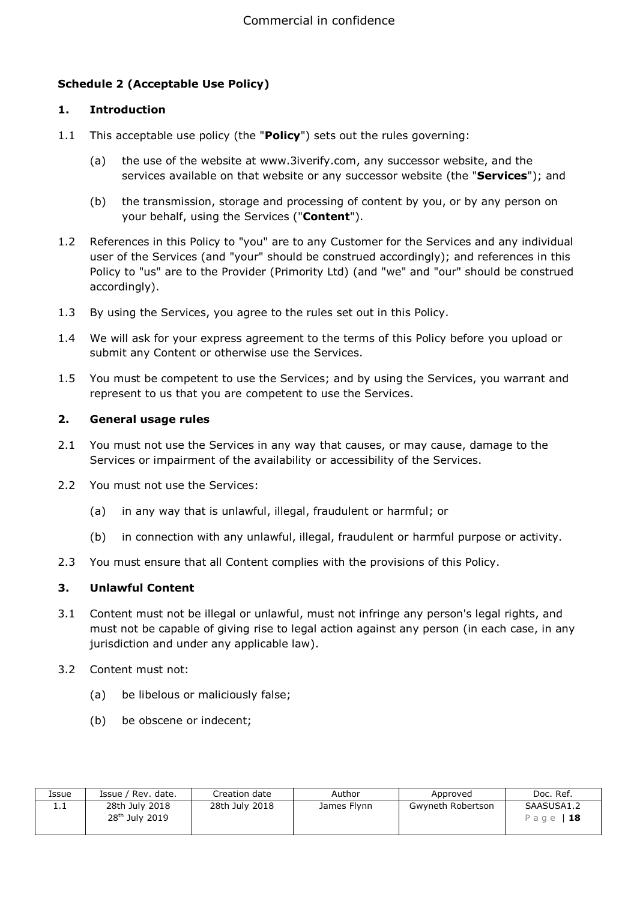## Schedule 2 (Acceptable Use Policy)

### 1. Introduction

1.1 This acceptable use policy (the "**Policy**") sets out the rules governing:

(a) the use of the website at www.3iverify.com, any successor website, and the services available on that website or any successor website (the "**Services**"); and

(b) the transmission, storage and processing of content by you, or by any person on your behalf, using the Services ("**Content**").

1.2 References in this Policy to "you" are to any Customer for the Services and any individual user of the Services (and "your" should be construed accordingly); and references in this Policy to "us" are to the Provider (Primority Ltd) (and "we" and "our" should be construed accordingly).

1.3 By using the Services, you agree to the rules set out in this Policy.

1.4 We will ask for your express agreement to the terms of this Policy before you upload or submit any Content or otherwise use the Services.

1.5 You must be competent to use the Services; and by using the Services, you warrant and represent to us that you are competent to use the Services.

### 2. General usage rules

2.1 You must not use the Services in any way that causes, or may cause, damage to the Services or impairment of the availability or accessibility of the Services.

2.2 You must not use the Services:

(a) in any way that is unlawful, illegal, fraudulent or harmful; or

(b) in connection with any unlawful, illegal, fraudulent or harmful purpose or activity.

2.3 You must ensure that all Content complies with the provisions of this Policy.

### 3. Unlawful Content

3.1 Content must not be illegal or unlawful, must not infringe any person's legal rights, and must not be capable of giving rise to legal action against any person (in each case, in any jurisdiction and under any applicable law).

3.2 Content must not:

(a) be libelous or maliciously false;

(b) be obscene or indecent;

| Issue | Issue / Rev. date. | Creation date | Author | Approved | Doc. Ref. |
|---|---|---|---|---|---|
| 1.1 | 28th July 2018<br>28th July 2019 | 28th July 2018 | James Flynn | Gwyneth Robertson | SAASUSA1.2 |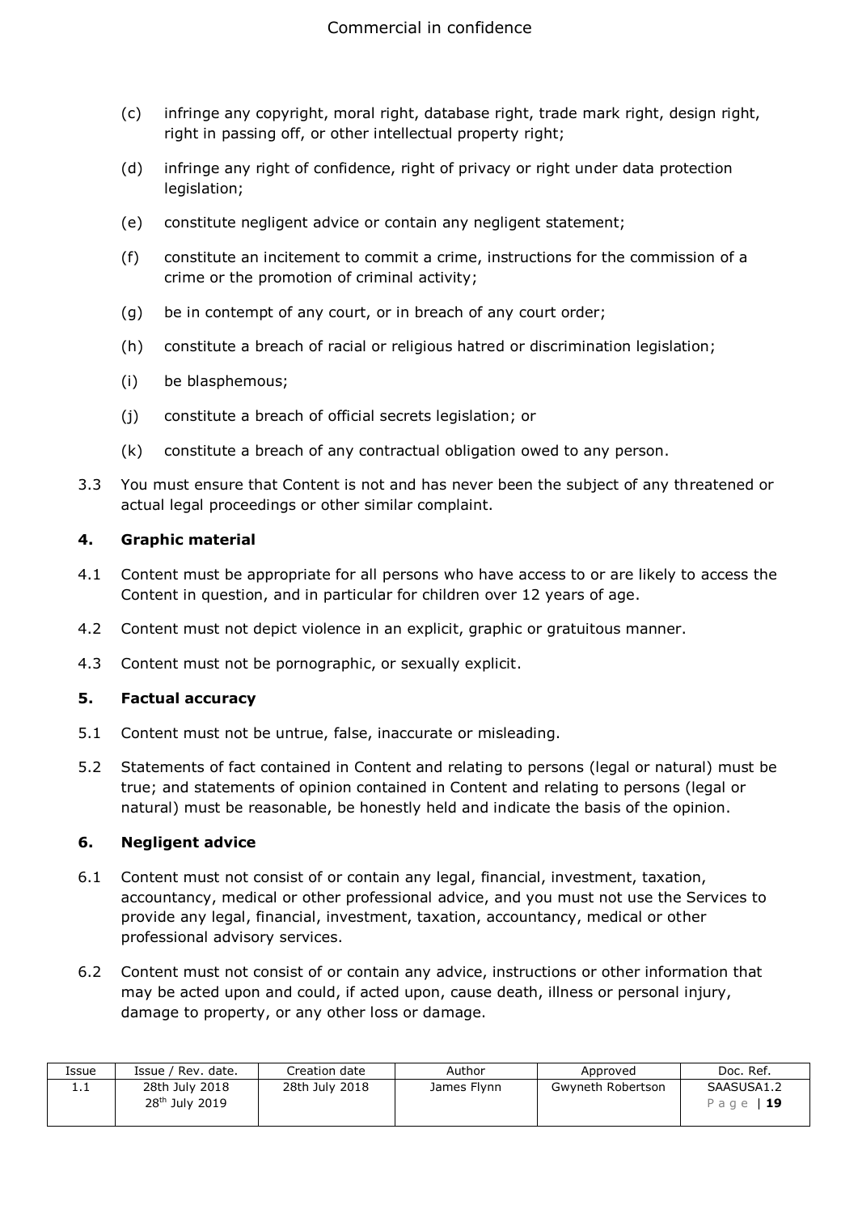(c) infringe any copyright, moral right, database right, trade mark right, design right, right in passing off, or other intellectual property right;

(d) infringe any right of confidence, right of privacy or right under data protection legislation;

(e) constitute negligent advice or contain any negligent statement;

(f) constitute an incitement to commit a crime, instructions for the commission of a crime or the promotion of criminal activity;

(g) be in contempt of any court, or in breach of any court order;

(h) constitute a breach of racial or religious hatred or discrimination legislation;

(i) be blasphemous;

(j) constitute a breach of official secrets legislation; or

(k) constitute a breach of any contractual obligation owed to any person.

3.3 You must ensure that Content is not and has never been the subject of any threatened or actual legal proceedings or other similar complaint.

### 4. Graphic material

4.1 Content must be appropriate for all persons who have access to or are likely to access the Content in question, and in particular for children over 12 years of age.

4.2 Content must not depict violence in an explicit, graphic or gratuitous manner.

4.3 Content must not be pornographic, or sexually explicit.

### 5. Factual accuracy

5.1 Content must not be untrue, false, inaccurate or misleading.

5.2 Statements of fact contained in Content and relating to persons (legal or natural) must be true; and statements of opinion contained in Content and relating to persons (legal or natural) must be reasonable, be honestly held and indicate the basis of the opinion.

### 6. Negligent advice

6.1 Content must not consist of or contain any legal, financial, investment, taxation, accountancy, medical or other professional advice, and you must not use the Services to provide any legal, financial, investment, taxation, accountancy, medical or other professional advisory services.

6.2 Content must not consist of or contain any advice, instructions or other information that may be acted upon and could, if acted upon, cause death, illness or personal injury, damage to property, or any other loss or damage.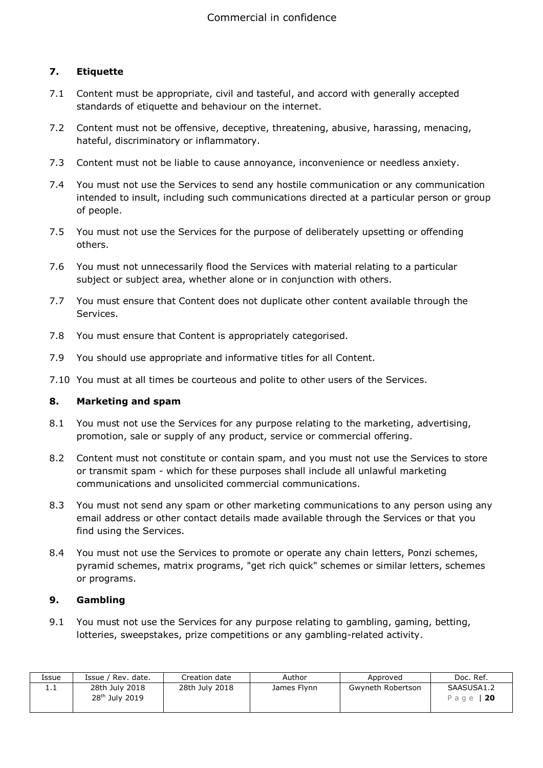## 7. Etiquette

7.1 Content must be appropriate, civil and tasteful, and accord with generally accepted standards of etiquette and behaviour on the internet.

7.2 Content must not be offensive, deceptive, threatening, abusive, harassing, menacing, hateful, discriminatory or inflammatory.

7.3 Content must not be liable to cause annoyance, inconvenience or needless anxiety.

7.4 You must not use the Services to send any hostile communication or any communication intended to insult, including such communications directed at a particular person or group of people.

7.5 You must not use the Services for the purpose of deliberately upsetting or offending others.

7.6 You must not unnecessarily flood the Services with material relating to a particular subject or subject area, whether alone or in conjunction with others.

7.7 You must ensure that Content does not duplicate other content available through the Services.

7.8 You must ensure that Content is appropriately categorised.

7.9 You should use appropriate and informative titles for all Content.

7.10 You must at all times be courteous and polite to other users of the Services.

## 8. Marketing and spam

8.1 You must not use the Services for any purpose relating to the marketing, advertising, promotion, sale or supply of any product, service or commercial offering.

8.2 Content must not constitute or contain spam, and you must not use the Services to store or transmit spam - which for these purposes shall include all unlawful marketing communications and unsolicited commercial communications.

8.3 You must not send any spam or other marketing communications to any person using any email address or other contact details made available through the Services or that you find using the Services.

8.4 You must not use the Services to promote or operate any chain letters, Ponzi schemes, pyramid schemes, matrix programs, "get rich quick" schemes or similar letters, schemes or programs.

## 9. Gambling

9.1 You must not use the Services for any purpose relating to gambling, gaming, betting, lotteries, sweepstakes, prize competitions or any gambling-related activity.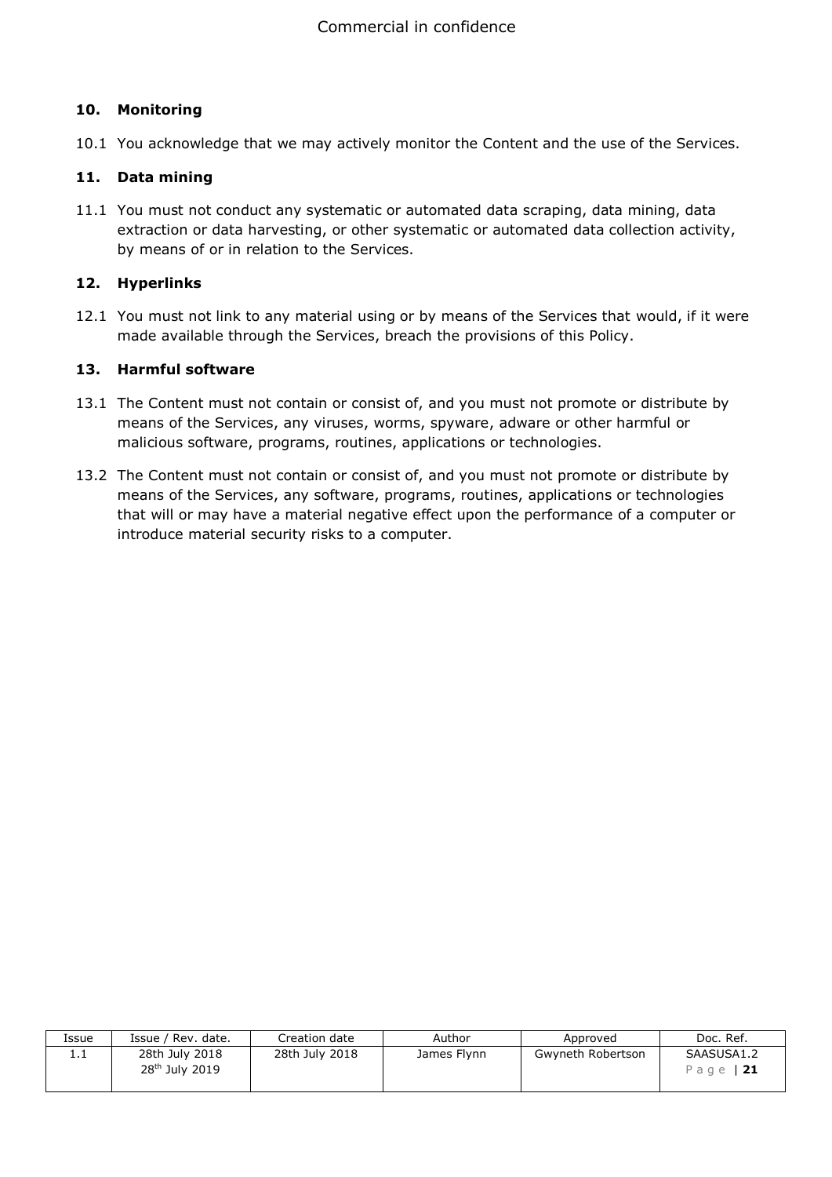## 10. Monitoring

10.1 You acknowledge that we may actively monitor the Content and the use of the Services.

## 11. Data mining

11.1 You must not conduct any systematic or automated data scraping, data mining, data extraction or data harvesting, or other systematic or automated data collection activity, by means of or in relation to the Services.

## 12. Hyperlinks

12.1 You must not link to any material using or by means of the Services that would, if it were made available through the Services, breach the provisions of this Policy.

## 13. Harmful software

13.1 The Content must not contain or consist of, and you must not promote or distribute by means of the Services, any viruses, worms, spyware, adware or other harmful or malicious software, programs, routines, applications or technologies.

13.2 The Content must not contain or consist of, and you must not promote or distribute by means of the Services, any software, programs, routines, applications or technologies that will or may have a material negative effect upon the performance of a computer or introduce material security risks to a computer.